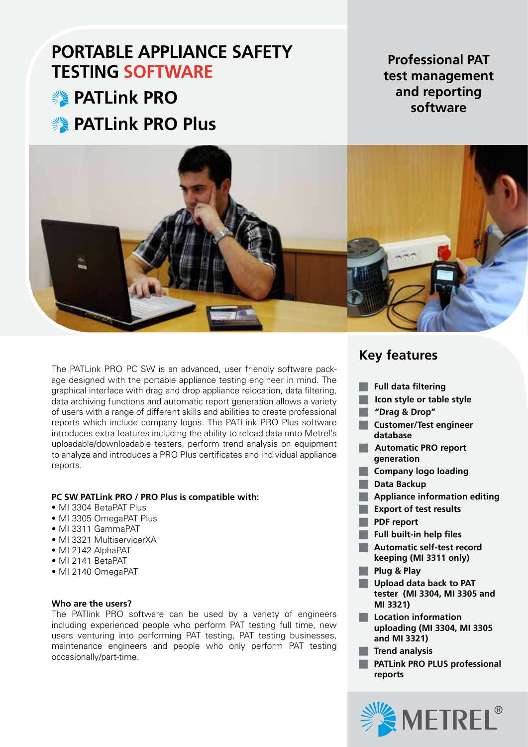# PORTABLE APPLIANCE SAFETY TESTING SOFTWARE

## PATLink PRO

## PATLink PRO Plus

**Professional PAT test management and reporting software**

The PATLink PRO PC SW is an advanced, user friendly software package designed with the portable appliance testing engineer in mind. The graphical interface with drag and drop appliance relocation, data filtering, data archiving functions and automatic report generation allows a variety of users with a range of different skills and abilities to create professional reports which include company logos. The PATLink PRO Plus software introduces extra features including the ability to reload data onto Metrel's uploadable/downloadable testers, perform trend analysis on equipment to analyze and introduces a PRO Plus certificates and individual appliance reports.

**PC SW PATLink PRO / PRO Plus is compatible with:**

- MI 3304 BetaPAT Plus
- MI 3305 OmegaPAT Plus
- MI 3311 GammaPAT
- MI 3321 MultiservicerXA
- MI 2142 AlphaPAT
- MI 2141 BetaPAT
- MI 2140 OmegaPAT

**Who are the users?**

The PATlink PRO software can be used by a variety of engineers including experienced people who perform PAT testing full time, new users venturing into performing PAT testing, PAT testing businesses, maintenance engineers and people who only perform PAT testing occasionally/part-time.

## Key features

- **Full data filtering**
- **Icon style or table style**
- **"Drag & Drop"**
- **Customer/Test engineer database**
- **Automatic PRO report generation**
- **Company logo loading**
- **Data Backup**
- **Appliance information editing**
- **Export of test results**
- **PDF report**
- **Full built-in help files**
- **Automatic self-test record keeping (MI 3311 only)**
- **Plug & Play**
- **Upload data back to PAT tester (MI 3304, MI 3305 and MI 3321)**
- **Location information uploading (MI 3304, MI 3305 and MI 3321)**
- **Trend analysis**
- **PATLink PRO PLUS professional reports**

METREL®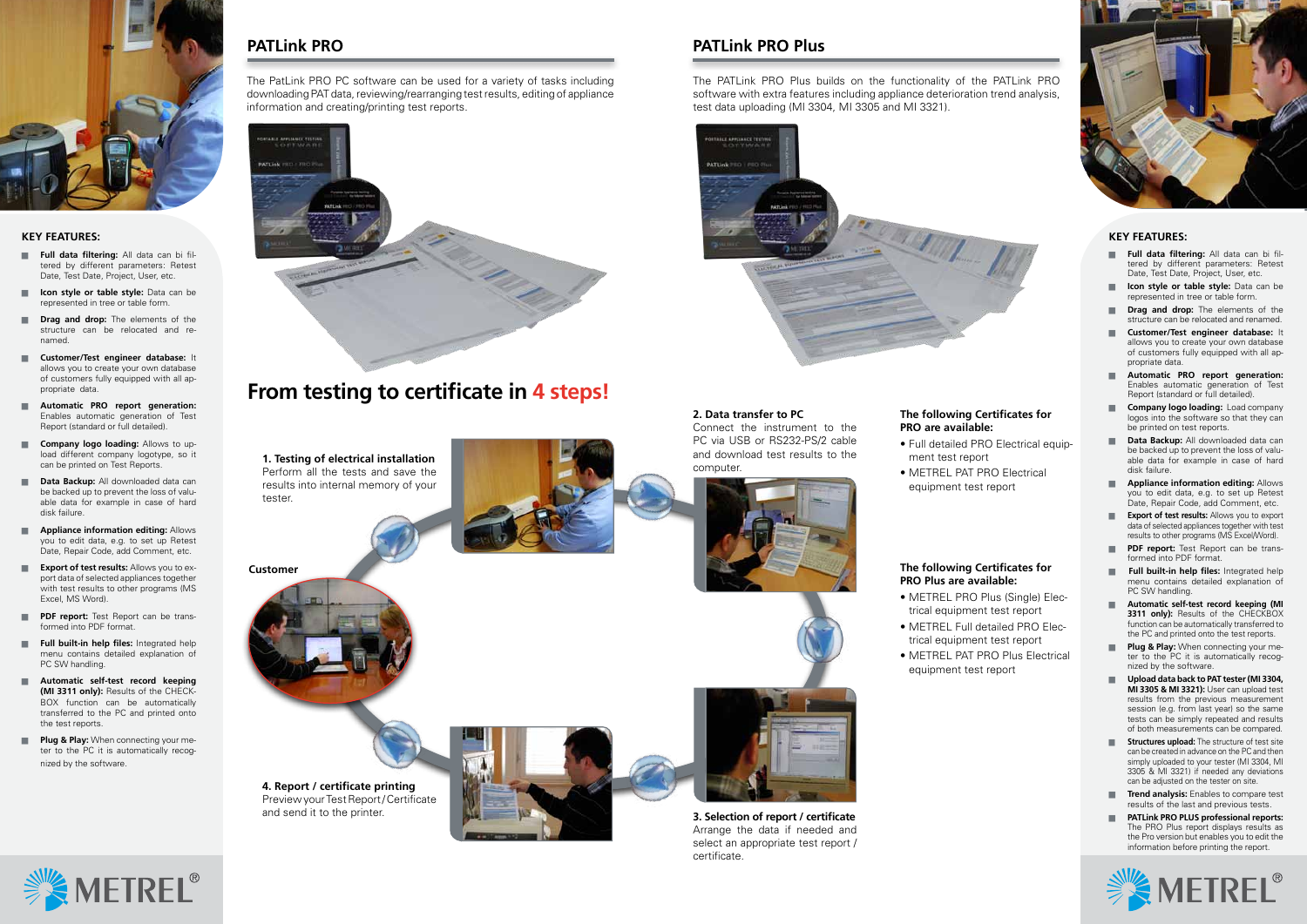## KEY FEATURES:

- **Full data filtering:** All data can bi filtered by different parameters: Retest Date, Test Date, Project, User, etc.
- **Icon style or table style:** Data can be represented in tree or table form.
- **Drag and drop:** The elements of the structure can be relocated and renamed.
- **Customer/Test engineer database:** It allows you to create your own database of customers fully equipped with all appropriate data.
- **Automatic PRO report generation:** Enables automatic generation of Test Report (standard or full detailed).
- **Company logo loading:** Allows to upload different company logotype, so it can be printed on Test Reports.
- **Data Backup:** All downloaded data can be backed up to prevent the loss of valuable data for example in case of hard disk failure.
- **Appliance information editing:** Allows you to edit data, e.g. to set up Retest Date, Repair Code, add Comment, etc.
- **Export of test results:** Allows you to export data of selected appliances together with test results to other programs (MS Excel, MS Word).
- **PDF report:** Test Report can be transformed into PDF format.
- **Full built-in help files:** Integrated help menu contains detailed explanation of PC SW handling.
- **Automatic self-test record keeping (MI 3311 only):** Results of the CHECKBOX function can be automatically transferred to the PC and printed onto the test reports.
- **Plug & Play:** When connecting your meter to the PC it is automatically recognized by the software.

## PATLink PRO

The PatLink PRO PC software can be used for a variety of tasks including downloading PAT data, reviewing/rearranging test results, editing of appliance information and creating/printing test reports.

## PATLink PRO Plus

The PATLink PRO Plus builds on the functionality of the PATLink PRO software with extra features including appliance deterioration trend analysis, test data uploading (MI 3304, MI 3305 and MI 3321).

# From testing to certificate in 4 steps!

**1. Testing of electrical installation**
Perform all the tests and save the results into internal memory of your tester.

**2. Data transfer to PC**
Connect the instrument to the PC via USB or RS232-PS/2 cable and download test results to the computer.

**3. Selection of report / certificate**
Arrange the data if needed and select an appropriate test report / certificate.

**4. Report / certificate printing**
Preview your Test Report / Certificate and send it to the printer.

**Customer**

**The following Certificates for PRO are available:**

- Full detailed PRO Electrical equipment test report
- METREL PAT PRO Electrical equipment test report

**The following Certificates for PRO Plus are available:**

- METREL PRO Plus (Single) Electrical equipment test report
- METREL Full detailed PRO Electrical equipment test report
- METREL PAT PRO Plus Electrical equipment test report

## KEY FEATURES:

- **Full data filtering:** All data can bi filtered by different parameters: Retest Date, Test Date, Project, User, etc.
- **Icon style or table style:** Data can be represented in tree or table form.
- **Drag and drop:** The elements of the structure can be relocated and renamed.
- **Customer/Test engineer database:** It allows you to create your own database of customers fully equipped with all appropriate data.
- **Automatic PRO report generation:** Enables automatic generation of Test Report (standard or full detailed).
- **Company logo loading:** Load company logos into the software so that they can be printed on test reports.
- **Data Backup:** All downloaded data can be backed up to prevent the loss of valuable data for example in case of hard disk failure.
- **Appliance information editing:** Allows you to edit data, e.g. to set up Retest Date, Repair Code, add Comment, etc.
- **Export of test results:** Allows you to export data of selected appliances together with test results to other programs (MS Excel/Word).
- **PDF report:** Test Report can be transformed into PDF format.
- **Full built-in help files:** Integrated help menu contains detailed explanation of PC SW handling.
- **Automatic self-test record keeping (MI 3311 only):** Results of the CHECKBOX function can be automatically transferred to the PC and printed onto the test reports.
- **Plug & Play:** When connecting your meter to the PC it is automatically recognized by the software.
- **Upload data back to PAT tester (MI 3304, MI 3305 & MI 3321):** User can upload test results from the previous measurement session (e.g. from last year) so the same tests can be simply repeated and results of both measurements can be compared.
- **Structures upload:** The structure of test site can be created in advance on the PC and then simply uploaded to your tester (MI 3304, MI 3305 & MI 3321) if needed any deviations can be adjusted on the tester on site.
- **Trend analysis:** Enables to compare test results of the last and previous tests.
- **PATLink PRO PLUS professional reports:** The PRO Plus report displays results as the Pro version but enables you to edit the information before printing the report.

METREL®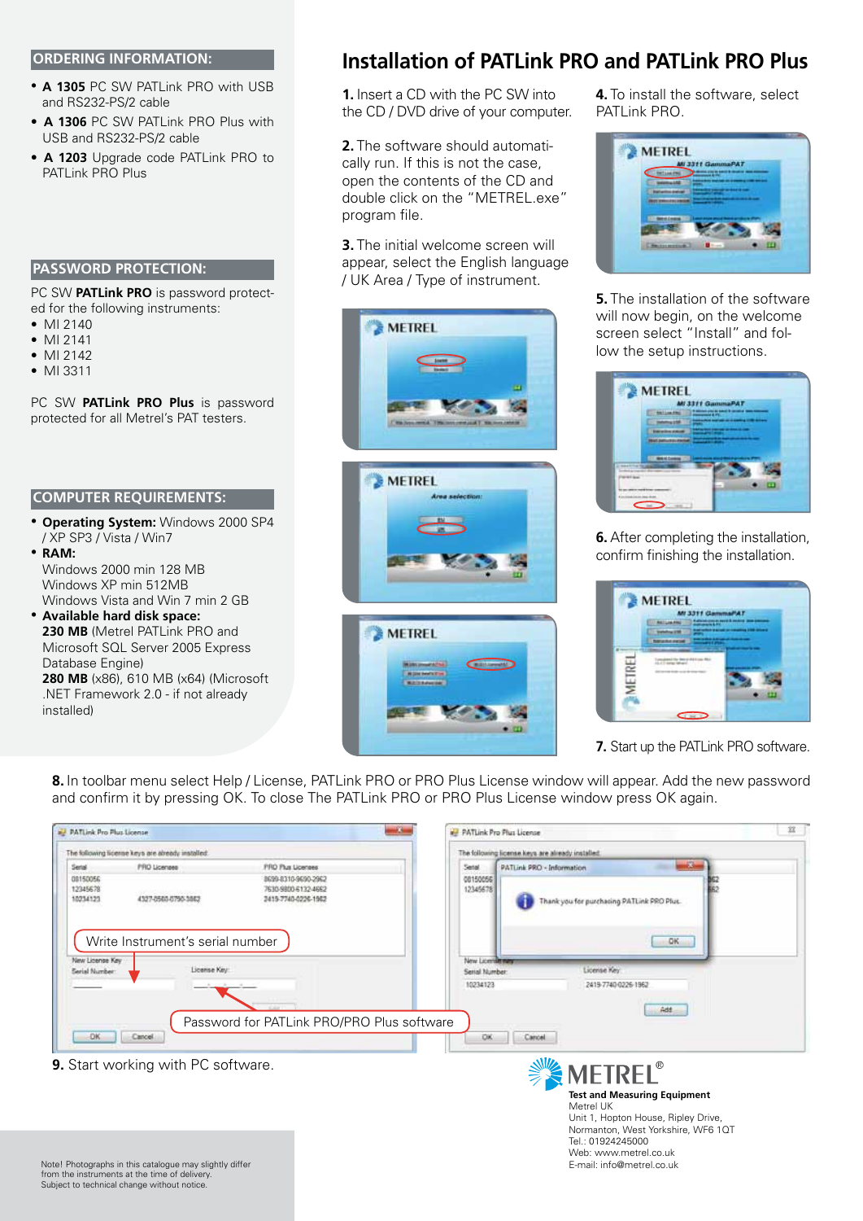## ORDERING INFORMATION:

- **A 1305** PC SW PATLink PRO with USB and RS232-PS/2 cable
- **A 1306** PC SW PATLink PRO Plus with USB and RS232-PS/2 cable
- **A 1203** Upgrade code PATLink PRO to PATLink PRO Plus

## PASSWORD PROTECTION:

PC SW **PATLink PRO** is password protected for the following instruments:

- MI 2140
- MI 2141
- MI 2142
- MI 3311

PC SW **PATLink PRO Plus** is password protected for all Metrel's PAT testers.

## COMPUTER REQUIREMENTS:

- **Operating System:** Windows 2000 SP4 / XP SP3 / Vista / Win7
- **RAM:**
  Windows 2000 min 128 MB
  Windows XP min 512MB
  Windows Vista and Win 7 min 2 GB
- **Available hard disk space:**
  **230 MB** (Metrel PATLink PRO and Microsoft SQL Server 2005 Express Database Engine)
  **280 MB** (x86), 610 MB (x64) (Microsoft .NET Framework 2.0 - if not already installed)

# Installation of PATLink PRO and PATLink PRO Plus

**1.** Insert a CD with the PC SW into the CD / DVD drive of your computer.

**2.** The software should automatically run. If this is not the case, open the contents of the CD and double click on the "METREL.exe" program file.

**3.** The initial welcome screen will appear, select the English language / UK Area / Type of instrument.

**4.** To install the software, select PATLink PRO.

**5.** The installation of the software will now begin, on the welcome screen select "Install" and follow the setup instructions.

**6.** After completing the installation, confirm finishing the installation.

**7.** Start up the PATLink PRO software.

**8.** In toolbar menu select Help / License, PATLink PRO or PRO Plus License window will appear. Add the new password and confirm it by pressing OK. To close The PATLink PRO or PRO Plus License window press OK again.

Write Instrument's serial number

Password for PATLink PRO/PRO Plus software

**9.** Start working with PC software.

METREL®

**Test and Measuring Equipment**
Metrel UK
Unit 1, Hopton House, Ripley Drive,
Normanton, West Yorkshire, WF6 1QT
Tel.: 01924245000
Web: www.metrel.co.uk
E-mail: info@metrel.co.uk

Note! Photographs in this catalogue may slightly differ from the instruments at the time of delivery.
Subject to technical change without notice.